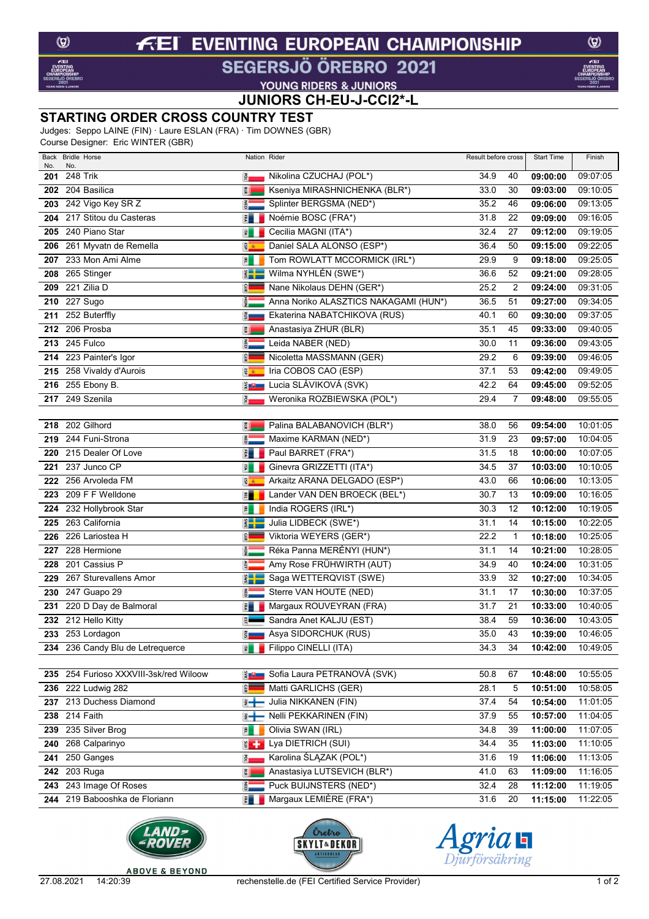# FEI EVENTING EUROPEAN CHAMPIONSHIP

## SEGERSJÖ ÖREBRO 2021

YOUNG RIDERS & JUNIORS

## JUNIORS CH-EU-J-CCI2*-L

## STARTING ORDER CROSS COUNTRY TEST

Judges: Seppo LAINE (FIN) · Laure ESLAN (FRA) · Tim DOWNES (GBR)

Course Designer: Eric WINTER (GBR)

| Back No. | Bridle No. | Horse | Nation | Rider | Result before cross | | Start Time | Finish |
|---|---|---|---|---|---|---|---|---|
| **201** | 248 | Trik | POL | Nikolina CZUCHAJ (POL*) | 34.9 | 40 | **09:00:00** | 09:07:05 |
| **202** | 204 | Basilica | BLR | Kseniya MIRASHNICHENKA (BLR*) | 33.0 | 30 | **09:03:00** | 09:10:05 |
| **203** | 242 | Vigo Key SR Z | NED | Splinter BERGSMA (NED*) | 35.2 | 46 | **09:06:00** | 09:13:05 |
| **204** | 217 | Stitou du Casteras | FRA | Noémie BOSC (FRA*) | 31.8 | 22 | **09:09:00** | 09:16:05 |
| **205** | 240 | Piano Star | ITA | Cecilia MAGNI (ITA*) | 32.4 | 27 | **09:12:00** | 09:19:05 |
| **206** | 261 | Myvatn de Remella | ESP | Daniel SALA ALONSO (ESP*) | 36.4 | 50 | **09:15:00** | 09:22:05 |
| **207** | 233 | Mon Ami Alme | IRL | Tom ROWLATT MCCORMICK (IRL*) | 29.9 | 9 | **09:18:00** | 09:25:05 |
| **208** | 265 | Stinger | SWE | Wilma NYHLÉN (SWE*) | 36.6 | 52 | **09:21:00** | 09:28:05 |
| **209** | 221 | Zilia D | GER | Nane Nikolaus DEHN (GER*) | 25.2 | 2 | **09:24:00** | 09:31:05 |
| **210** | 227 | Sugo | HUN | Anna Noriko ALASZTICS NAKAGAMI (HUN*) | 36.5 | 51 | **09:27:00** | 09:34:05 |
| **211** | 252 | Buterffly | RUS | Ekaterina NABATCHIKOVA (RUS) | 40.1 | 60 | **09:30:00** | 09:37:05 |
| **212** | 206 | Prosba | BLR | Anastasiya ZHUR (BLR) | 35.1 | 45 | **09:33:00** | 09:40:05 |
| **213** | 245 | Fulco | NED | Leida NABER (NED) | 30.0 | 11 | **09:36:00** | 09:43:05 |
| **214** | 223 | Painter's Igor | GER | Nicoletta MASSMANN (GER) | 29.2 | 6 | **09:39:00** | 09:46:05 |
| **215** | 258 | Vivaldy d'Aurois | ESP | Iria COBOS CAO (ESP) | 37.1 | 53 | **09:42:00** | 09:49:05 |
| **216** | 255 | Ebony B. | SVK | Lucia SLÁVIKOVÁ (SVK) | 42.2 | 64 | **09:45:00** | 09:52:05 |
| **217** | 249 | Szenila | POL | Weronika ROZBIEWSKA (POL*) | 29.4 | 7 | **09:48:00** | 09:55:05 |
| | | | | | | | | |
| **218** | 202 | Gilhord | BLR | Palina BALABANOVICH (BLR*) | 38.0 | 56 | **09:54:00** | 10:01:05 |
| **219** | 244 | Funi-Strona | NED | Maxime KARMAN (NED*) | 31.9 | 23 | **09:57:00** | 10:04:05 |
| **220** | 215 | Dealer Of Love | FRA | Paul BARRET (FRA*) | 31.5 | 18 | **10:00:00** | 10:07:05 |
| **221** | 237 | Junco CP | ITA | Ginevra GRIZZETTI (ITA*) | 34.5 | 37 | **10:03:00** | 10:10:05 |
| **222** | 256 | Arvoleda FM | ESP | Arkaitz ARANA DELGADO (ESP*) | 43.0 | 66 | **10:06:00** | 10:13:05 |
| **223** | 209 | F F Welldone | BEL | Lander VAN DEN BROECK (BEL*) | 30.7 | 13 | **10:09:00** | 10:16:05 |
| **224** | 232 | Hollybrook Star | IRL | India ROGERS (IRL*) | 30.3 | 12 | **10:12:00** | 10:19:05 |
| **225** | 263 | California | SWE | Julia LIDBECK (SWE*) | 31.1 | 14 | **10:15:00** | 10:22:05 |
| **226** | 226 | Lariostea H | GER | Viktoria WEYERS (GER*) | 22.2 | 1 | **10:18:00** | 10:25:05 |
| **227** | 228 | Hermione | HUN | Réka Panna MERÉNYI (HUN*) | 31.1 | 14 | **10:21:00** | 10:28:05 |
| **228** | 201 | Cassius P | AUT | Amy Rose FRÜHWIRTH (AUT) | 34.9 | 40 | **10:24:00** | 10:31:05 |
| **229** | 267 | Sturevallens Amor | SWE | Saga WETTERQVIST (SWE) | 33.9 | 32 | **10:27:00** | 10:34:05 |
| **230** | 247 | Guapo 29 | NED | Sterre VAN HOUTE (NED) | 31.1 | 17 | **10:30:00** | 10:37:05 |
| **231** | 220 | D Day de Balmoral | FRA | Margaux ROUVEYRAN (FRA) | 31.7 | 21 | **10:33:00** | 10:40:05 |
| **232** | 212 | Hello Kitty | EST | Sandra Anet KALJU (EST) | 38.4 | 59 | **10:36:00** | 10:43:05 |
| **233** | 253 | Lordagon | RUS | Asya SIDORCHUK (RUS) | 35.0 | 43 | **10:39:00** | 10:46:05 |
| **234** | 236 | Candy Blu de Letrequerce | ITA | Filippo CINELLI (ITA) | 34.3 | 34 | **10:42:00** | 10:49:05 |
| | | | | | | | | |
| **235** | 254 | Furioso XXXVIII-3sk/red Wiloow | SVK | Sofia Laura PETRANOVÁ (SVK) | 50.8 | 67 | **10:48:00** | 10:55:05 |
| **236** | 222 | Ludwig 282 | GER | Matti GARLICHS (GER) | 28.1 | 5 | **10:51:00** | 10:58:05 |
| **237** | 213 | Duchess Diamond | FIN | Julia NIKKANEN (FIN) | 37.4 | 54 | **10:54:00** | 11:01:05 |
| **238** | 214 | Faith | FIN | Nelli PEKKARINEN (FIN) | 37.9 | 55 | **10:57:00** | 11:04:05 |
| **239** | 235 | Silver Brog | IRL | Olivia SWAN (IRL) | 34.8 | 39 | **11:00:00** | 11:07:05 |
| **240** | 268 | Calparinyo | SUI | Lya DIETRICH (SUI) | 34.4 | 35 | **11:03:00** | 11:10:05 |
| **241** | 250 | Ganges | POL | Karolina ŚLĄZAK (POL*) | 31.6 | 19 | **11:06:00** | 11:13:05 |
| **242** | 203 | Ruga | BLR | Anastasiya LUTSEVICH (BLR*) | 41.0 | 63 | **11:09:00** | 11:16:05 |
| **243** | 243 | Image Of Roses | NED | Puck BUIJNSTERS (NED*) | 32.4 | 28 | **11:12:00** | 11:19:05 |
| **244** | 219 | Babooshka de Floriann | FRA | Margaux LEMIÈRE (FRA*) | 31.6 | 20 | **11:15:00** | 11:22:05 |

27.08.2021 14:20:39 rechenstelle.de (FEI Certified Service Provider)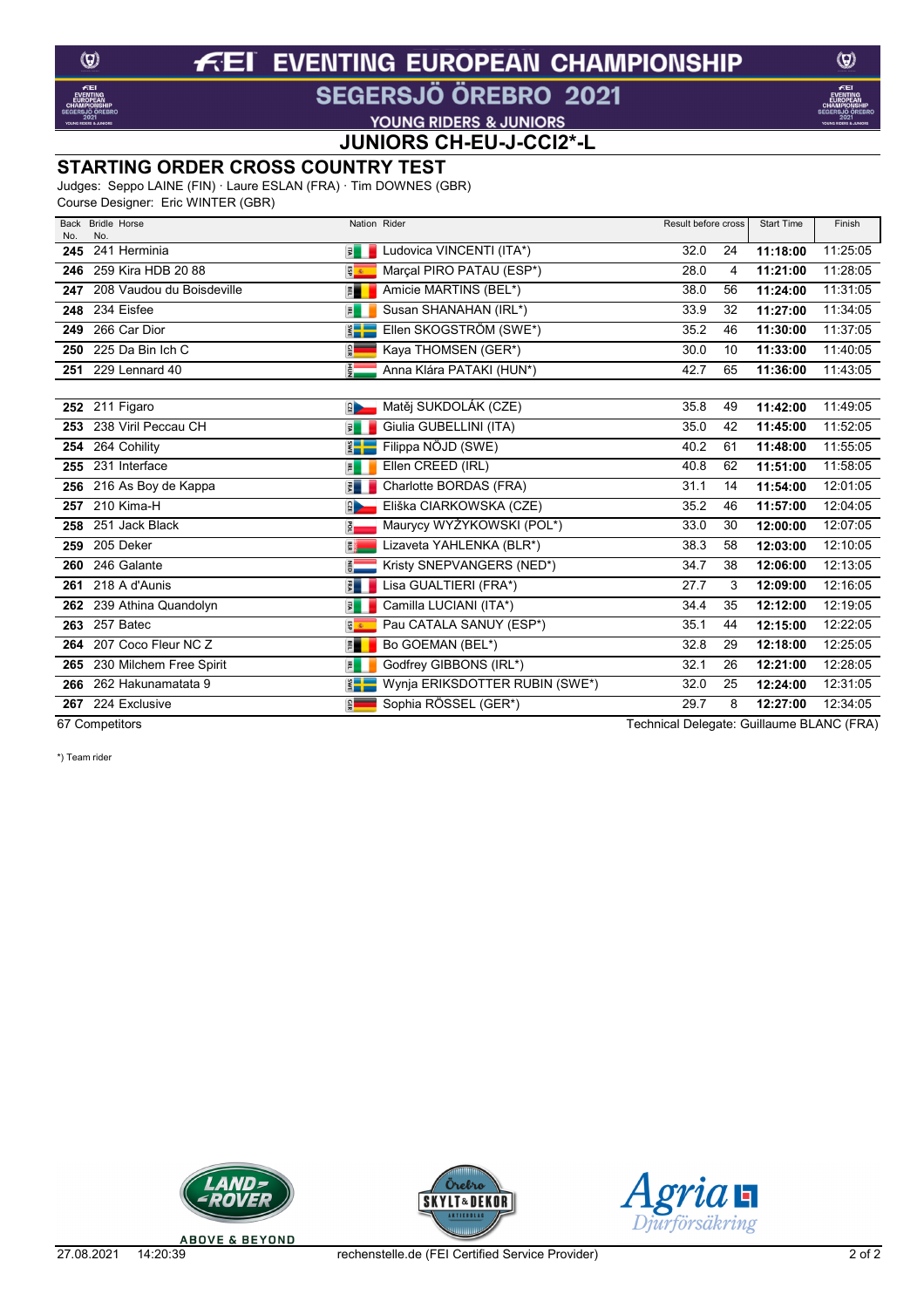# FEI EVENTING EUROPEAN CHAMPIONSHIP

## SEGERSJÖ ÖREBRO 2021

YOUNG RIDERS & JUNIORS

## JUNIORS CH-EU-J-CCI2*-L

## STARTING ORDER CROSS COUNTRY TEST

Judges: Seppo LAINE (FIN) · Laure ESLAN (FRA) · Tim DOWNES (GBR)
Course Designer: Eric WINTER (GBR)

| Back No. | Bridle No. | Horse | Nation | Rider | Result before cross | | Start Time | Finish |
|---|---|---|---|---|---|---|---|---|
| 245 | 241 | Herminia | ITA | Ludovica VINCENTI (ITA*) | 32.0 | 24 | 11:18:00 | 11:25:05 |
| 246 | 259 | Kira HDB 20 88 | ESP | Marçal PIRO PATAU (ESP*) | 28.0 | 4 | 11:21:00 | 11:28:05 |
| 247 | 208 | Vaudou du Boisdeville | BEL | Amicie MARTINS (BEL*) | 38.0 | 56 | 11:24:00 | 11:31:05 |
| 248 | 234 | Eisfee | IRL | Susan SHANAHAN (IRL*) | 33.9 | 32 | 11:27:00 | 11:34:05 |
| 249 | 266 | Car Dior | SWE | Ellen SKOGSTRÖM (SWE*) | 35.2 | 46 | 11:30:00 | 11:37:05 |
| 250 | 225 | Da Bin Ich C | GER | Kaya THOMSEN (GER*) | 30.0 | 10 | 11:33:00 | 11:40:05 |
| 251 | 229 | Lennard 40 | HUN | Anna Klára PATAKI (HUN*) | 42.7 | 65 | 11:36:00 | 11:43:05 |
| 252 | 211 | Figaro | CZE | Matěj SUKDOLÁK (CZE) | 35.8 | 49 | 11:42:00 | 11:49:05 |
| 253 | 238 | Viril Peccau CH | ITA | Giulia GUBELLINI (ITA) | 35.0 | 42 | 11:45:00 | 11:52:05 |
| 254 | 264 | Cohility | SWE | Filippa NÖJD (SWE) | 40.2 | 61 | 11:48:00 | 11:55:05 |
| 255 | 231 | Interface | IRL | Ellen CREED (IRL) | 40.8 | 62 | 11:51:00 | 11:58:05 |
| 256 | 216 | As Boy de Kappa | FRA | Charlotte BORDAS (FRA) | 31.1 | 14 | 11:54:00 | 12:01:05 |
| 257 | 210 | Kima-H | CZE | Eliška CIARKOWSKA (CZE) | 35.2 | 46 | 11:57:00 | 12:04:05 |
| 258 | 251 | Jack Black | POL | Maurycy WYŻYKOWSKI (POL*) | 33.0 | 30 | 12:00:00 | 12:07:05 |
| 259 | 205 | Deker | BLR | Lizaveta YAHLENKA (BLR*) | 38.3 | 58 | 12:03:00 | 12:10:05 |
| 260 | 246 | Galante | NED | Kristy SNEPVANGERS (NED*) | 34.7 | 38 | 12:06:00 | 12:13:05 |
| 261 | 218 | A d'Aunis | FRA | Lisa GUALTIERI (FRA*) | 27.7 | 3 | 12:09:00 | 12:16:05 |
| 262 | 239 | Athina Quandolyn | ITA | Camilla LUCIANI (ITA*) | 34.4 | 35 | 12:12:00 | 12:19:05 |
| 263 | 257 | Batec | ESP | Pau CATALA SANUY (ESP*) | 35.1 | 44 | 12:15:00 | 12:22:05 |
| 264 | 207 | Coco Fleur NC Z | BEL | Bo GOEMAN (BEL*) | 32.8 | 29 | 12:18:00 | 12:25:05 |
| 265 | 230 | Milchem Free Spirit | IRL | Godfrey GIBBONS (IRL*) | 32.1 | 26 | 12:21:00 | 12:28:05 |
| 266 | 262 | Hakunamatata 9 | SWE | Wynja ERIKSDOTTER RUBIN (SWE*) | 32.0 | 25 | 12:24:00 | 12:31:05 |
| 267 | 224 | Exclusive | GER | Sophia RÖSSEL (GER*) | 29.7 | 8 | 12:27:00 | 12:34:05 |

67 Competitors

Technical Delegate: Guillaume BLANC (FRA)

*) Team rider

27.08.2021 14:20:39 rechenstelle.de (FEI Certified Service Provider)